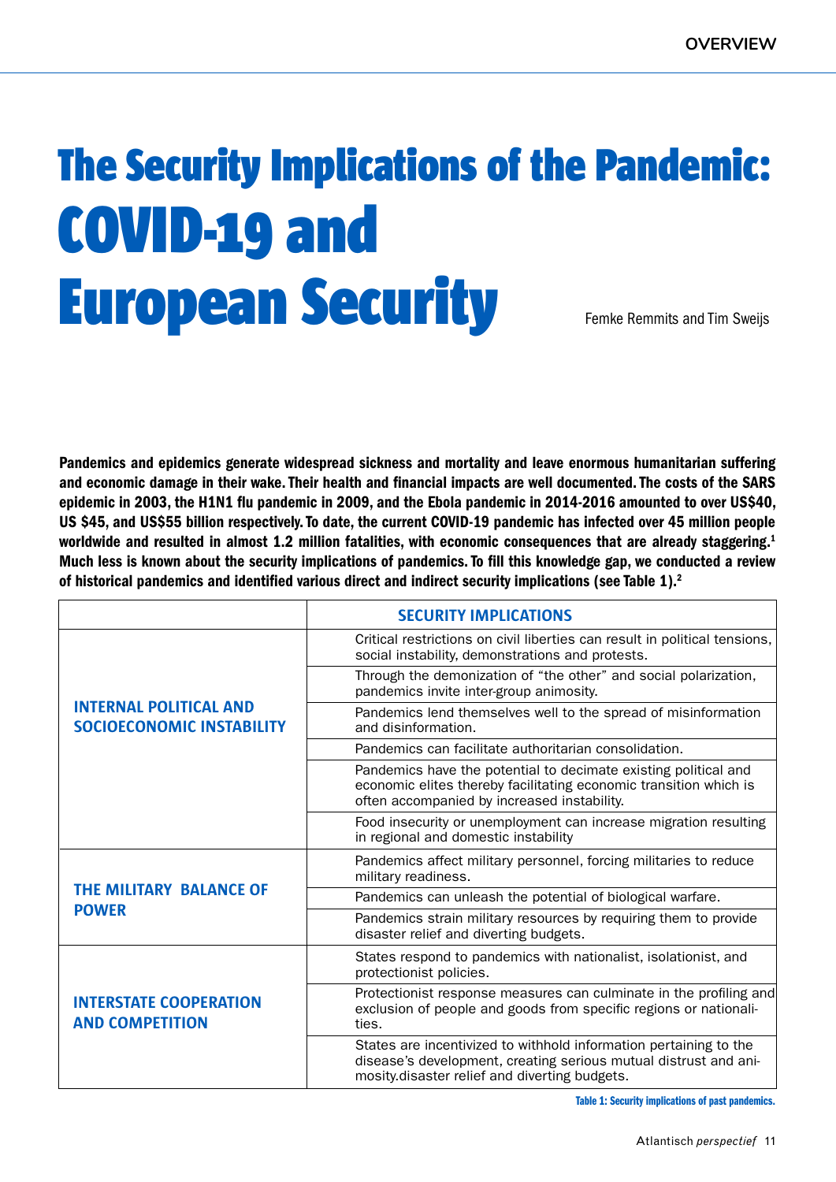# The Security Implications of the Pandemic: COVID-19 and European Security

Femke Remmits and Tim Sweijs

**Pandemics and epidemics generate widespread sickness and mortality and leave enormous humanitarian suffering and economic damage in their wake. Their health and financial impacts are well documented. The costs of the SARS epidemic in 2003, the H1N1 flu pandemic in 2009, and the Ebola pandemic in 2014-2016 amounted to over US$40, US $45, and US$55 billion respectively. To date, the current COVID-19 pandemic has infected over 45 million people worldwide and resulted in almost 1.2 million fatalities, with economic consequences that are already staggering.[1] Much less is known about the security implications of pandemics. To fill this knowledge gap, we conducted a review of historical pandemics and identified various direct and indirect security implications (see Table 1).[2]**

| | SECURITY IMPLICATIONS |
|---|---|
| INTERNAL POLITICAL AND SOCIOECONOMIC INSTABILITY | Critical restrictions on civil liberties can result in political tensions, social instability, demonstrations and protests. |
| | Through the demonization of "the other" and social polarization, pandemics invite inter-group animosity. |
| | Pandemics lend themselves well to the spread of misinformation and disinformation. |
| | Pandemics can facilitate authoritarian consolidation. |
| | Pandemics have the potential to decimate existing political and economic elites thereby facilitating economic transition which is often accompanied by increased instability. |
| | Food insecurity or unemployment can increase migration resulting in regional and domestic instability |
| THE MILITARY BALANCE OF POWER | Pandemics affect military personnel, forcing militaries to reduce military readiness. |
| | Pandemics can unleash the potential of biological warfare. |
| | Pandemics strain military resources by requiring them to provide disaster relief and diverting budgets. |
| INTERSTATE COOPERATION AND COMPETITION | States respond to pandemics with nationalist, isolationist, and protectionist policies. |
| | Protectionist response measures can culminate in the profiling and exclusion of people and goods from specific regions or nationalities. |
| | States are incentivized to withhold information pertaining to the disease's development, creating serious mutual distrust and animosity.disaster relief and diverting budgets. |

Table 1: Security implications of past pandemics.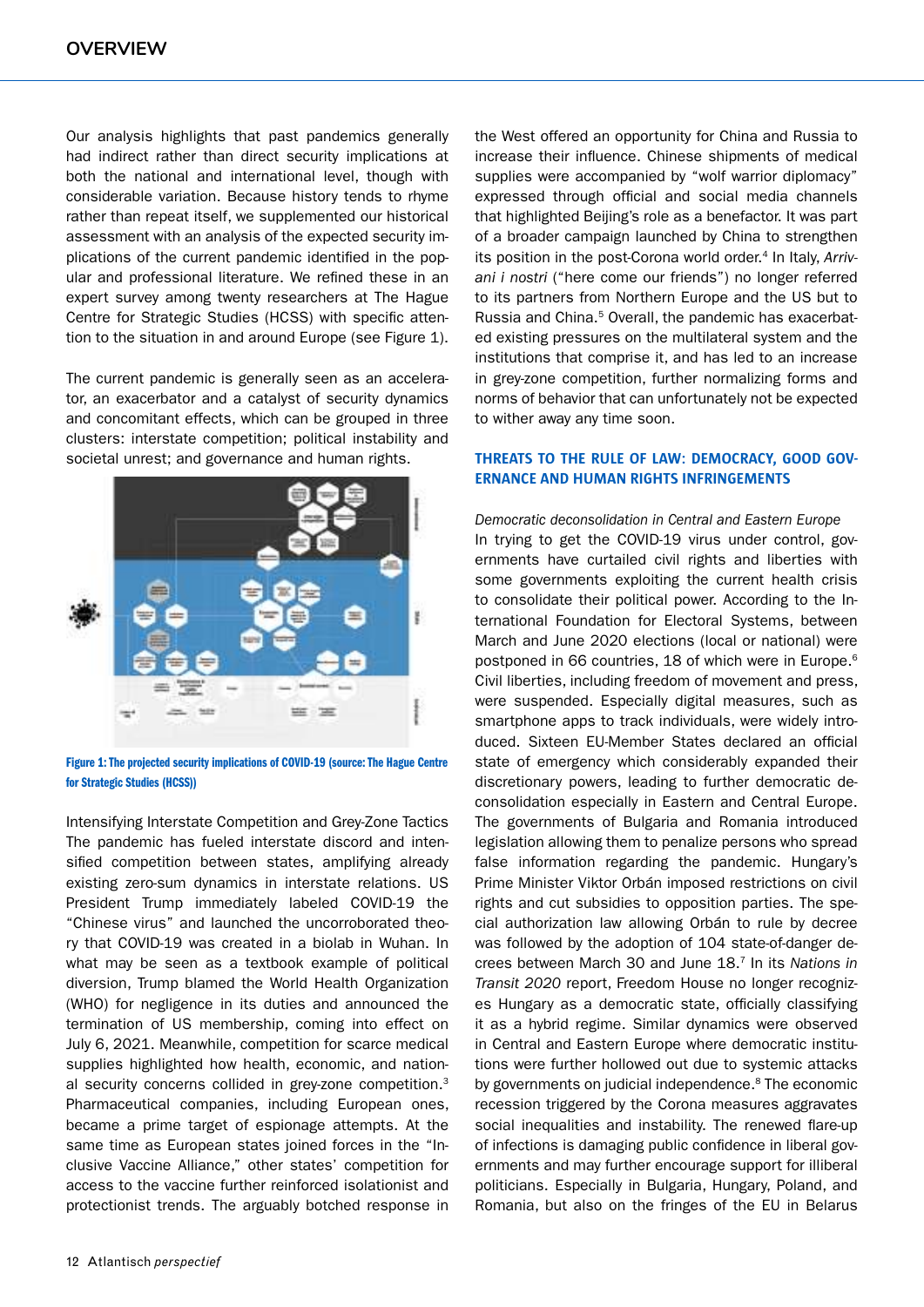Our analysis highlights that past pandemics generally had indirect rather than direct security implications at both the national and international level, though with considerable variation. Because history tends to rhyme rather than repeat itself, we supplemented our historical assessment with an analysis of the expected security implications of the current pandemic identified in the popular and professional literature. We refined these in an expert survey among twenty researchers at The Hague Centre for Strategic Studies (HCSS) with specific attention to the situation in and around Europe (see Figure 1).

The current pandemic is generally seen as an accelerator, an exacerbator and a catalyst of security dynamics and concomitant effects, which can be grouped in three clusters: interstate competition; political instability and societal unrest; and governance and human rights.

**Figure 1: The projected security implications of COVID-19 (source: The Hague Centre for Strategic Studies (HCSS))**

*Intensifying Interstate Competition and Grey-Zone Tactics*

The pandemic has fueled interstate discord and intensified competition between states, amplifying already existing zero-sum dynamics in interstate relations. US President Trump immediately labeled COVID-19 the "Chinese virus" and launched the uncorroborated theory that COVID-19 was created in a biolab in Wuhan. In what may be seen as a textbook example of political diversion, Trump blamed the World Health Organization (WHO) for negligence in its duties and announced the termination of US membership, coming into effect on July 6, 2021. Meanwhile, competition for scarce medical supplies highlighted how health, economic, and national security concerns collided in grey-zone competition.[3] Pharmaceutical companies, including European ones, became a prime target of espionage attempts. At the same time as European states joined forces in the "Inclusive Vaccine Alliance," other states' competition for access to the vaccine further reinforced isolationist and protectionist trends. The arguably botched response in the West offered an opportunity for China and Russia to increase their influence. Chinese shipments of medical supplies were accompanied by "wolf warrior diplomacy" expressed through official and social media channels that highlighted Beijing's role as a benefactor. It was part of a broader campaign launched by China to strengthen its position in the post-Corona world order.[4] In Italy, *Arrivani i nostri* ("here come our friends") no longer referred to its partners from Northern Europe and the US but to Russia and China.[5] Overall, the pandemic has exacerbated existing pressures on the multilateral system and the institutions that comprise it, and has led to an increase in grey-zone competition, further normalizing forms and norms of behavior that can unfortunately not be expected to wither away any time soon.

## THREATS TO THE RULE OF LAW: DEMOCRACY, GOOD GOVERNANCE AND HUMAN RIGHTS INFRINGEMENTS

*Democratic deconsolidation in Central and Eastern Europe*

In trying to get the COVID-19 virus under control, governments have curtailed civil rights and liberties with some governments exploiting the current health crisis to consolidate their political power. According to the International Foundation for Electoral Systems, between March and June 2020 elections (local or national) were postponed in 66 countries, 18 of which were in Europe.[6] Civil liberties, including freedom of movement and press, were suspended. Especially digital measures, such as smartphone apps to track individuals, were widely introduced. Sixteen EU-Member States declared an official state of emergency which considerably expanded their discretionary powers, leading to further democratic deconsolidation especially in Eastern and Central Europe. The governments of Bulgaria and Romania introduced legislation allowing them to penalize persons who spread false information regarding the pandemic. Hungary's Prime Minister Viktor Orbán imposed restrictions on civil rights and cut subsidies to opposition parties. The special authorization law allowing Orbán to rule by decree was followed by the adoption of 104 state-of-danger decrees between March 30 and June 18.[7] In its *Nations in Transit 2020* report, Freedom House no longer recognizes Hungary as a democratic state, officially classifying it as a hybrid regime. Similar dynamics were observed in Central and Eastern Europe where democratic institutions were further hollowed out due to systemic attacks by governments on judicial independence.[8] The economic recession triggered by the Corona measures aggravates social inequalities and instability. The renewed flare-up of infections is damaging public confidence in liberal governments and may further encourage support for illiberal politicians. Especially in Bulgaria, Hungary, Poland, and Romania, but also on the fringes of the EU in Belarus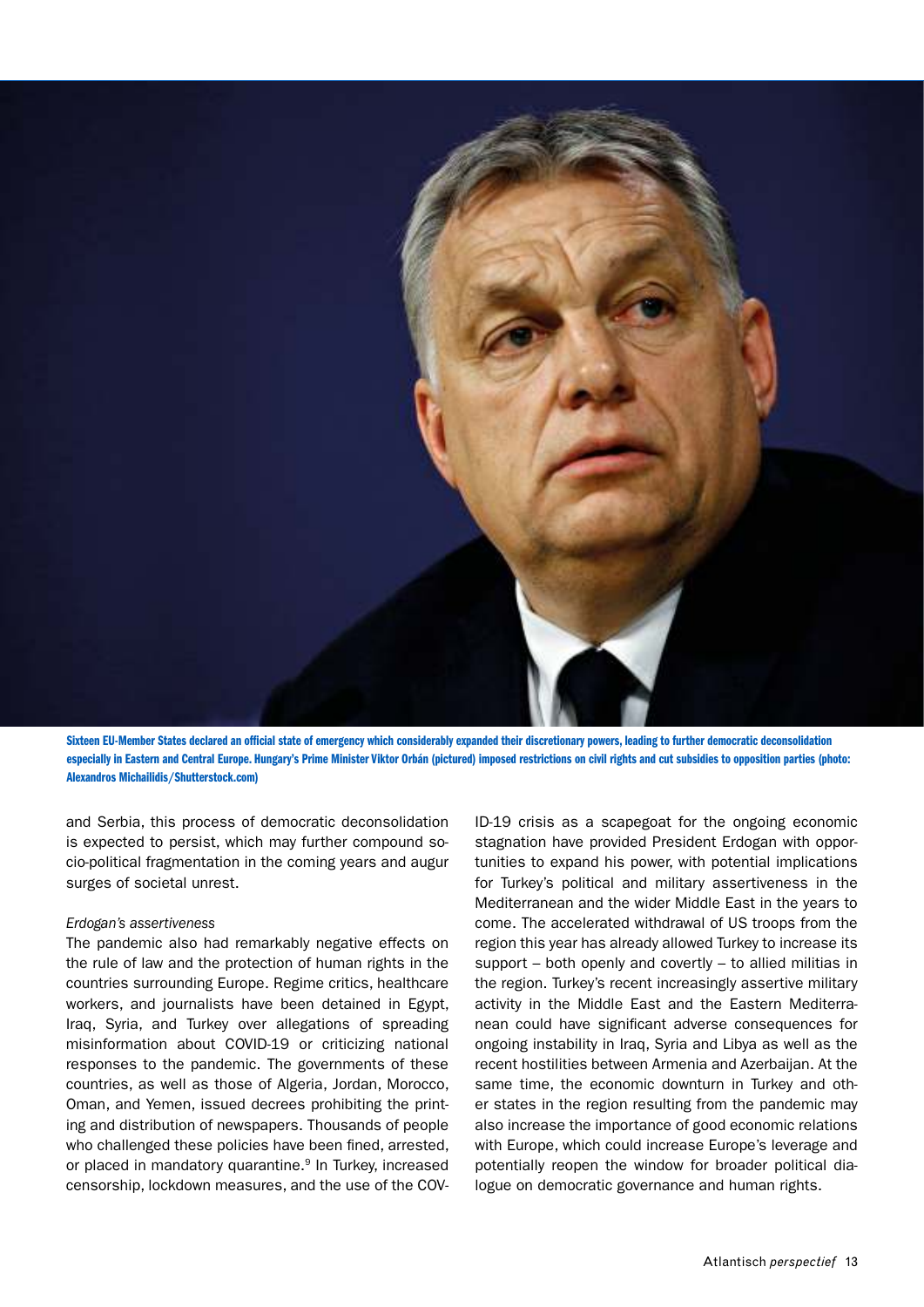Sixteen EU-Member States declared an official state of emergency which considerably expanded their discretionary powers, leading to further democratic deconsolidation especially in Eastern and Central Europe. Hungary's Prime Minister Viktor Orbán (pictured) imposed restrictions on civil rights and cut subsidies to opposition parties (photo: Alexandros Michailidis/Shutterstock.com)

and Serbia, this process of democratic deconsolidation is expected to persist, which may further compound socio-political fragmentation in the coming years and augur surges of societal unrest.

*Erdogan's assertiveness*

The pandemic also had remarkably negative effects on the rule of law and the protection of human rights in the countries surrounding Europe. Regime critics, healthcare workers, and journalists have been detained in Egypt, Iraq, Syria, and Turkey over allegations of spreading misinformation about COVID-19 or criticizing national responses to the pandemic. The governments of these countries, as well as those of Algeria, Jordan, Morocco, Oman, and Yemen, issued decrees prohibiting the printing and distribution of newspapers. Thousands of people who challenged these policies have been fined, arrested, or placed in mandatory quarantine.[9] In Turkey, increased censorship, lockdown measures, and the use of the COVID-19 crisis as a scapegoat for the ongoing economic stagnation have provided President Erdogan with opportunities to expand his power, with potential implications for Turkey's political and military assertiveness in the Mediterranean and the wider Middle East in the years to come. The accelerated withdrawal of US troops from the region this year has already allowed Turkey to increase its support – both openly and covertly – to allied militias in the region. Turkey's recent increasingly assertive military activity in the Middle East and the Eastern Mediterranean could have significant adverse consequences for ongoing instability in Iraq, Syria and Libya as well as the recent hostilities between Armenia and Azerbaijan. At the same time, the economic downturn in Turkey and other states in the region resulting from the pandemic may also increase the importance of good economic relations with Europe, which could increase Europe's leverage and potentially reopen the window for broader political dialogue on democratic governance and human rights.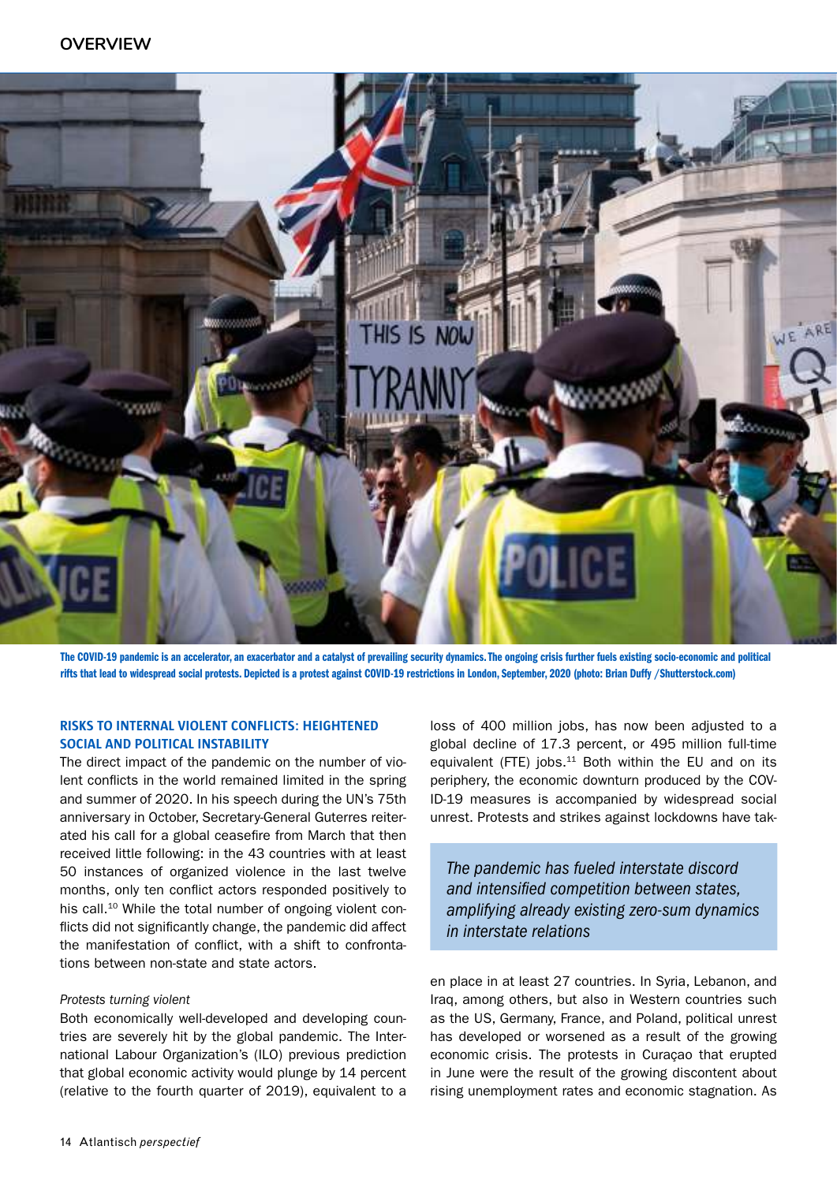The COVID-19 pandemic is an accelerator, an exacerbator and a catalyst of prevailing security dynamics. The ongoing crisis further fuels existing socio-economic and political rifts that lead to widespread social protests. Depicted is a protest against COVID-19 restrictions in London, September, 2020 (photo: Brian Duffy /Shutterstock.com)

## RISKS TO INTERNAL VIOLENT CONFLICTS: HEIGHTENED SOCIAL AND POLITICAL INSTABILITY

The direct impact of the pandemic on the number of violent conflicts in the world remained limited in the spring and summer of 2020. In his speech during the UN's 75th anniversary in October, Secretary-General Guterres reiterated his call for a global ceasefire from March that then received little following: in the 43 countries with at least 50 instances of organized violence in the last twelve months, only ten conflict actors responded positively to his call.[10] While the total number of ongoing violent conflicts did not significantly change, the pandemic did affect the manifestation of conflict, with a shift to confrontations between non-state and state actors.

*Protests turning violent*

Both economically well-developed and developing countries are severely hit by the global pandemic. The International Labour Organization's (ILO) previous prediction that global economic activity would plunge by 14 percent (relative to the fourth quarter of 2019), equivalent to a loss of 400 million jobs, has now been adjusted to a global decline of 17.3 percent, or 495 million full-time equivalent (FTE) jobs.[11] Both within the EU and on its periphery, the economic downturn produced by the COVID-19 measures is accompanied by widespread social unrest. Protests and strikes against lockdowns have taken place in at least 27 countries. In Syria, Lebanon, and Iraq, among others, but also in Western countries such as the US, Germany, France, and Poland, political unrest has developed or worsened as a result of the growing economic crisis. The protests in Curaçao that erupted in June were the result of the growing discontent about rising unemployment rates and economic stagnation. As

> *The pandemic has fueled interstate discord and intensified competition between states, amplifying already existing zero-sum dynamics in interstate relations*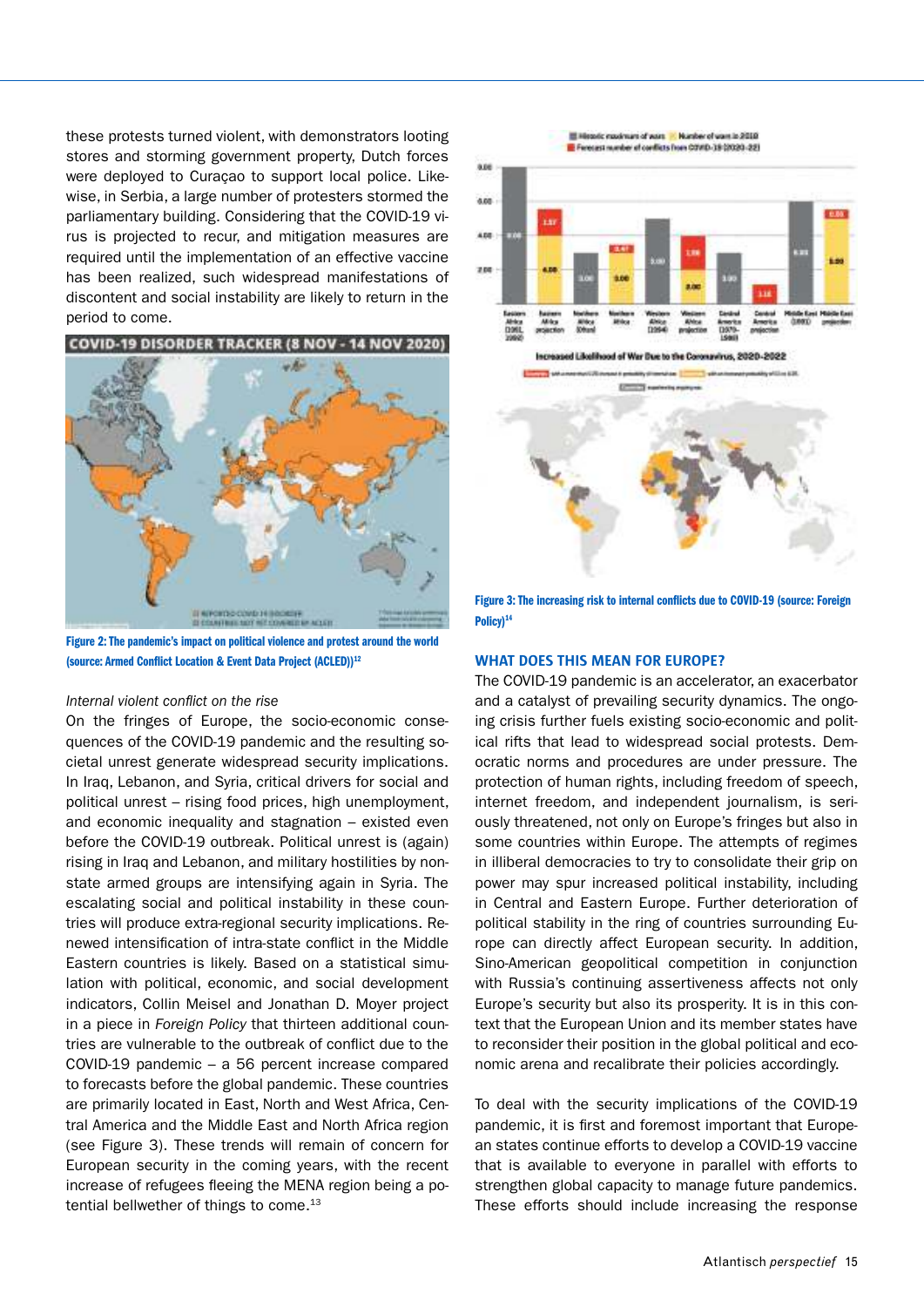these protests turned violent, with demonstrators looting stores and storming government property, Dutch forces were deployed to Curaçao to support local police. Likewise, in Serbia, a large number of protesters stormed the parliamentary building. Considering that the COVID-19 virus is projected to recur, and mitigation measures are required until the implementation of an effective vaccine has been realized, such widespread manifestations of discontent and social instability are likely to return in the period to come.

**Figure 2: The pandemic's impact on political violence and protest around the world (source: Armed Conflict Location & Event Data Project (ACLED))**[12]

*Internal violent conflict on the rise*

On the fringes of Europe, the socio-economic consequences of the COVID-19 pandemic and the resulting societal unrest generate widespread security implications. In Iraq, Lebanon, and Syria, critical drivers for social and political unrest – rising food prices, high unemployment, and economic inequality and stagnation – existed even before the COVID-19 outbreak. Political unrest is (again) rising in Iraq and Lebanon, and military hostilities by non-state armed groups are intensifying again in Syria. The escalating social and political instability in these countries will produce extra-regional security implications. Renewed intensification of intra-state conflict in the Middle Eastern countries is likely. Based on a statistical simulation with political, economic, and social development indicators, Collin Meisel and Jonathan D. Moyer project in a piece in *Foreign Policy* that thirteen additional countries are vulnerable to the outbreak of conflict due to the COVID-19 pandemic – a 56 percent increase compared to forecasts before the global pandemic. These countries are primarily located in East, North and West Africa, Central America and the Middle East and North Africa region (see Figure 3). These trends will remain of concern for European security in the coming years, with the recent increase of refugees fleeing the MENA region being a potential bellwether of things to come.[13]

**Figure 3: The increasing risk to internal conflicts due to COVID-19 (source: Foreign Policy)**[14]

## WHAT DOES THIS MEAN FOR EUROPE?

The COVID-19 pandemic is an accelerator, an exacerbator and a catalyst of prevailing security dynamics. The ongoing crisis further fuels existing socio-economic and political rifts that lead to widespread social protests. Democratic norms and procedures are under pressure. The protection of human rights, including freedom of speech, internet freedom, and independent journalism, is seriously threatened, not only on Europe's fringes but also in some countries within Europe. The attempts of regimes in illiberal democracies to try to consolidate their grip on power may spur increased political instability, including in Central and Eastern Europe. Further deterioration of political stability in the ring of countries surrounding Europe can directly affect European security. In addition, Sino-American geopolitical competition in conjunction with Russia's continuing assertiveness affects not only Europe's security but also its prosperity. It is in this context that the European Union and its member states have to reconsider their position in the global political and economic arena and recalibrate their policies accordingly.

To deal with the security implications of the COVID-19 pandemic, it is first and foremost important that European states continue efforts to develop a COVID-19 vaccine that is available to everyone in parallel with efforts to strengthen global capacity to manage future pandemics. These efforts should include increasing the response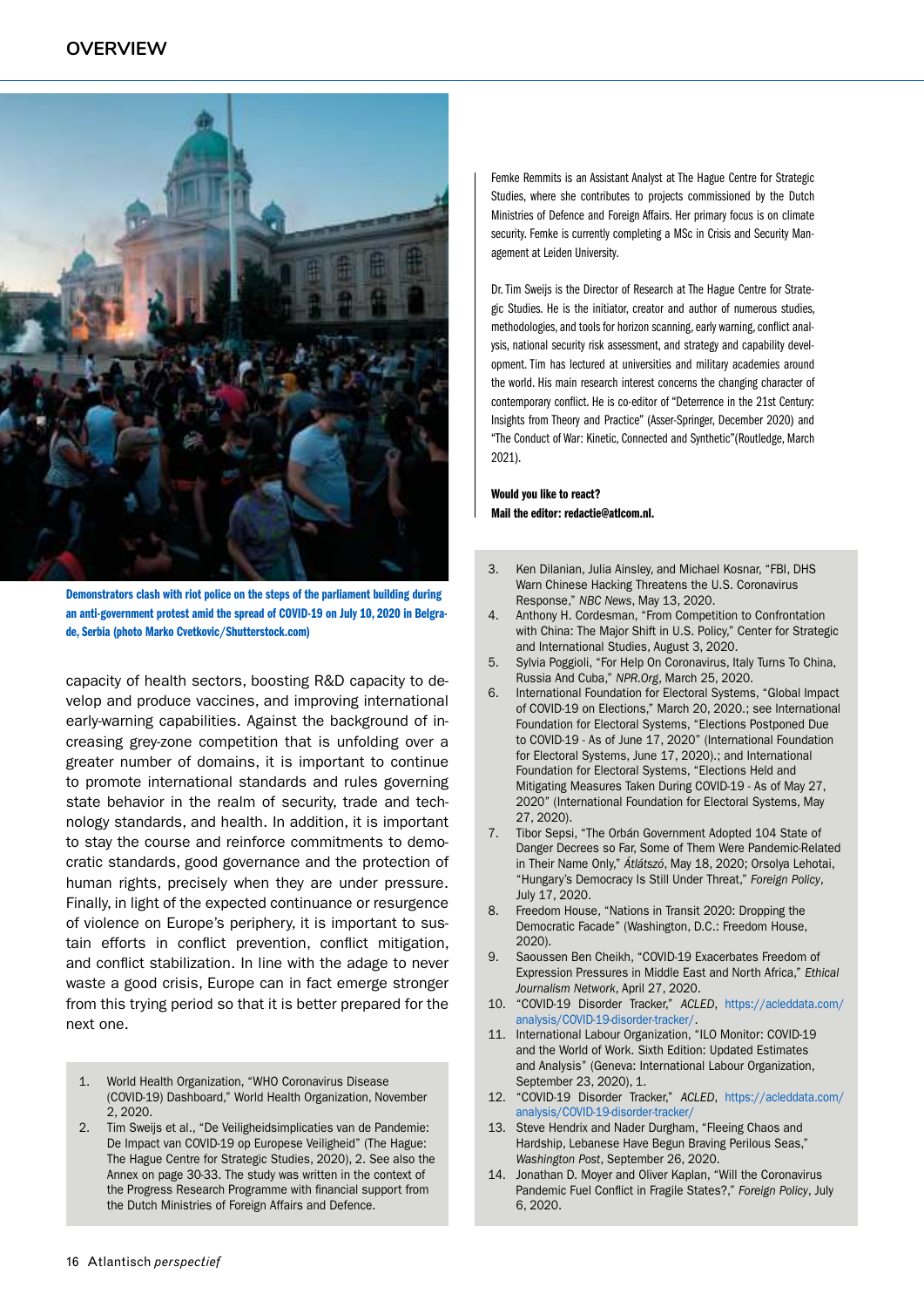## OVERVIEW

Demonstrators clash with riot police on the steps of the parliament building during an anti-government protest amid the spread of COVID-19 on July 10, 2020 in Belgrade, Serbia (photo Marko Cvetkovic/Shutterstock.com)

capacity of health sectors, boosting R&D capacity to develop and produce vaccines, and improving international early-warning capabilities. Against the background of increasing grey-zone competition that is unfolding over a greater number of domains, it is important to continue to promote international standards and rules governing state behavior in the realm of security, trade and technology standards, and health. In addition, it is important to stay the course and reinforce commitments to democratic standards, good governance and the protection of human rights, precisely when they are under pressure. Finally, in light of the expected continuance or resurgence of violence on Europe's periphery, it is important to sustain efforts in conflict prevention, conflict mitigation, and conflict stabilization. In line with the adage to never waste a good crisis, Europe can in fact emerge stronger from this trying period so that it is better prepared for the next one.

Femke Remmits is an Assistant Analyst at The Hague Centre for Strategic Studies, where she contributes to projects commissioned by the Dutch Ministries of Defence and Foreign Affairs. Her primary focus is on climate security. Femke is currently completing a MSc in Crisis and Security Management at Leiden University.

Dr. Tim Sweijs is the Director of Research at The Hague Centre for Strategic Studies. He is the initiator, creator and author of numerous studies, methodologies, and tools for horizon scanning, early warning, conflict analysis, national security risk assessment, and strategy and capability development. Tim has lectured at universities and military academies around the world. His main research interest concerns the changing character of contemporary conflict. He is co-editor of "Deterrence in the 21st Century: Insights from Theory and Practice" (Asser-Springer, December 2020) and "The Conduct of War: Kinetic, Connected and Synthetic"(Routledge, March 2021).

**Would you like to react?**
**Mail the editor: redactie@atlcom.nl.**

1. World Health Organization, "WHO Coronavirus Disease (COVID-19) Dashboard," World Health Organization, November 2, 2020.
2. Tim Sweijs et al., "De Veiligheidsimplicaties van de Pandemie: De Impact van COVID-19 op Europese Veiligheid" (The Hague: The Hague Centre for Strategic Studies, 2020), 2. See also the Annex on page 30-33. The study was written in the context of the Progress Research Programme with financial support from the Dutch Ministries of Foreign Affairs and Defence.
3. Ken Dilanian, Julia Ainsley, and Michael Kosnar, "FBI, DHS Warn Chinese Hacking Threatens the U.S. Coronavirus Response," *NBC News*, May 13, 2020.
4. Anthony H. Cordesman, "From Competition to Confrontation with China: The Major Shift in U.S. Policy," Center for Strategic and International Studies, August 3, 2020.
5. Sylvia Poggioli, "For Help On Coronavirus, Italy Turns To China, Russia And Cuba," *NPR.Org*, March 25, 2020.
6. International Foundation for Electoral Systems, "Global Impact of COVID-19 on Elections," March 20, 2020.; see International Foundation for Electoral Systems, "Elections Postponed Due to COVID-19 - As of June 17, 2020" (International Foundation for Electoral Systems, June 17, 2020).; and International Foundation for Electoral Systems, "Elections Held and Mitigating Measures Taken During COVID-19 - As of May 27, 2020" (International Foundation for Electoral Systems, May 27, 2020).
7. Tibor Sepsi, "The Orbán Government Adopted 104 State of Danger Decrees so Far, Some of Them Were Pandemic-Related in Their Name Only," *Átlátszó*, May 18, 2020; Orsolya Lehotai, "Hungary's Democracy Is Still Under Threat," *Foreign Policy*, July 17, 2020.
8. Freedom House, "Nations in Transit 2020: Dropping the Democratic Facade" (Washington, D.C.: Freedom House, 2020).
9. Saoussen Ben Cheikh, "COVID-19 Exacerbates Freedom of Expression Pressures in Middle East and North Africa," *Ethical Journalism Network*, April 27, 2020.
10. "COVID-19 Disorder Tracker," *ACLED*, https://acleddata.com/analysis/COVID-19-disorder-tracker/.
11. International Labour Organization, "ILO Monitor: COVID-19 and the World of Work. Sixth Edition: Updated Estimates and Analysis" (Geneva: International Labour Organization, September 23, 2020), 1.
12. "COVID-19 Disorder Tracker," *ACLED*, https://acleddata.com/analysis/COVID-19-disorder-tracker/
13. Steve Hendrix and Nader Durgham, "Fleeing Chaos and Hardship, Lebanese Have Begun Braving Perilous Seas," *Washington Post*, September 26, 2020.
14. Jonathan D. Moyer and Oliver Kaplan, "Will the Coronavirus Pandemic Fuel Conflict in Fragile States?," *Foreign Policy*, July 6, 2020.